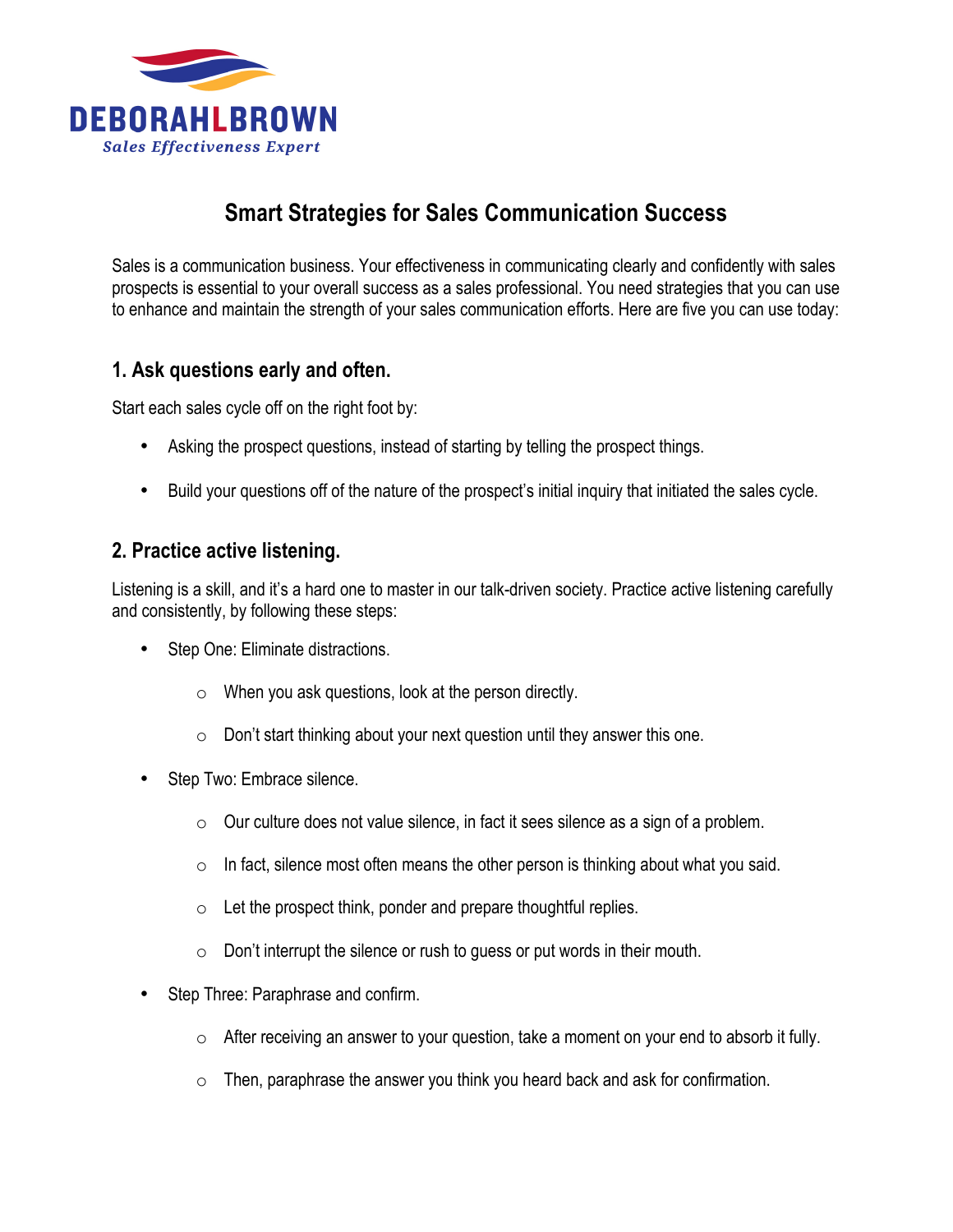DEBORAHLBROWN
*Sales Effectiveness Expert*

# Smart Strategies for Sales Communication Success

Sales is a communication business. Your effectiveness in communicating clearly and confidently with sales prospects is essential to your overall success as a sales professional. You need strategies that you can use to enhance and maintain the strength of your sales communication efforts. Here are five you can use today:

## 1. Ask questions early and often.

Start each sales cycle off on the right foot by:

- Asking the prospect questions, instead of starting by telling the prospect things.
- Build your questions off of the nature of the prospect's initial inquiry that initiated the sales cycle.

## 2. Practice active listening.

Listening is a skill, and it's a hard one to master in our talk-driven society. Practice active listening carefully and consistently, by following these steps:

- Step One: Eliminate distractions.
  - When you ask questions, look at the person directly.
  - Don't start thinking about your next question until they answer this one.
- Step Two: Embrace silence.
  - Our culture does not value silence, in fact it sees silence as a sign of a problem.
  - In fact, silence most often means the other person is thinking about what you said.
  - Let the prospect think, ponder and prepare thoughtful replies.
  - Don't interrupt the silence or rush to guess or put words in their mouth.
- Step Three: Paraphrase and confirm.
  - After receiving an answer to your question, take a moment on your end to absorb it fully.
  - Then, paraphrase the answer you think you heard back and ask for confirmation.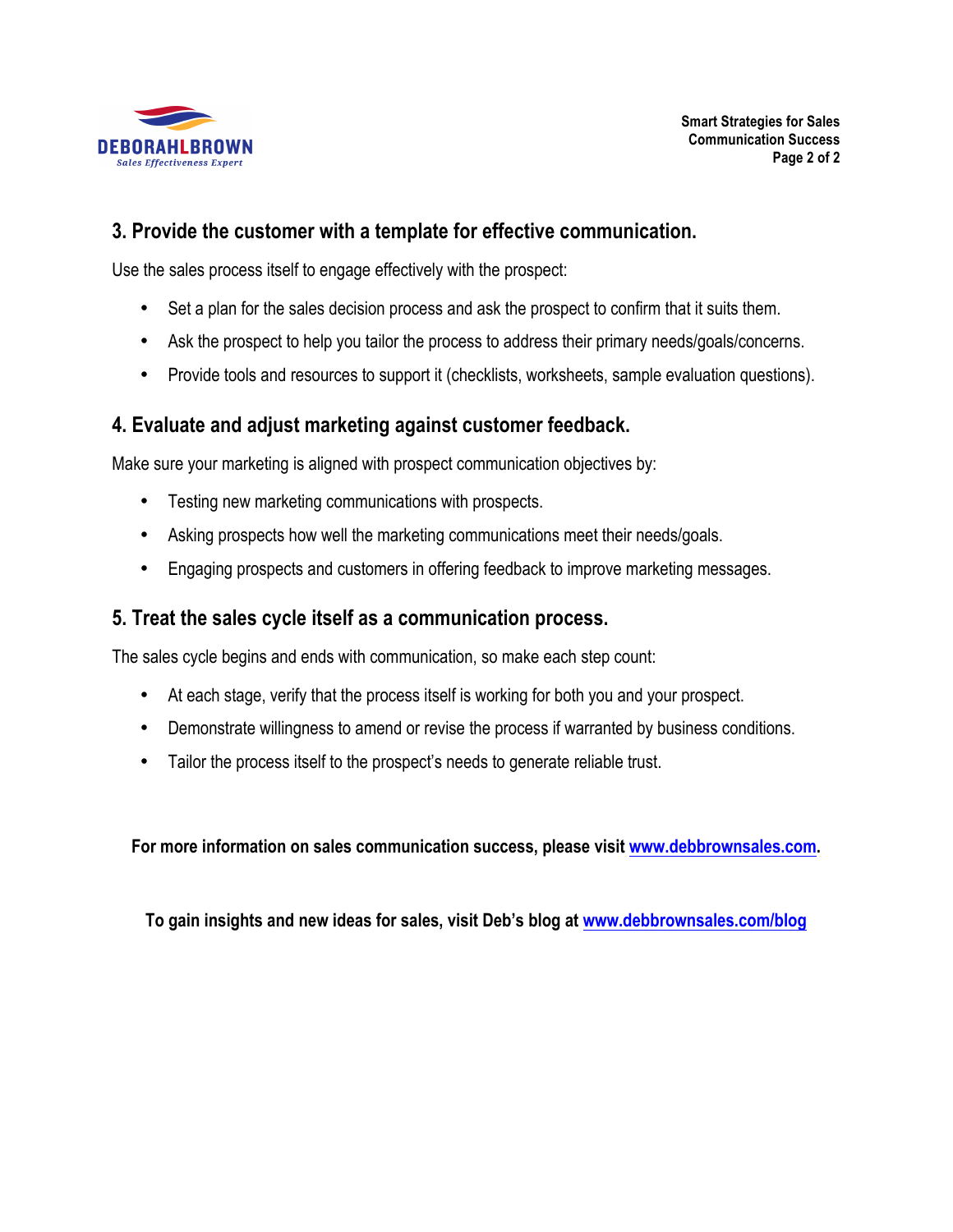## 3. Provide the customer with a template for effective communication.

Use the sales process itself to engage effectively with the prospect:

- Set a plan for the sales decision process and ask the prospect to confirm that it suits them.
- Ask the prospect to help you tailor the process to address their primary needs/goals/concerns.
- Provide tools and resources to support it (checklists, worksheets, sample evaluation questions).

## 4. Evaluate and adjust marketing against customer feedback.

Make sure your marketing is aligned with prospect communication objectives by:

- Testing new marketing communications with prospects.
- Asking prospects how well the marketing communications meet their needs/goals.
- Engaging prospects and customers in offering feedback to improve marketing messages.

## 5. Treat the sales cycle itself as a communication process.

The sales cycle begins and ends with communication, so make each step count:

- At each stage, verify that the process itself is working for both you and your prospect.
- Demonstrate willingness to amend or revise the process if warranted by business conditions.
- Tailor the process itself to the prospect's needs to generate reliable trust.

**For more information on sales communication success, please visit [www.debbrownsales.com](http://www.debbrownsales.com).**

**To gain insights and new ideas for sales, visit Deb's blog at [www.debbrownsales.com/blog](http://www.debbrownsales.com/blog)**